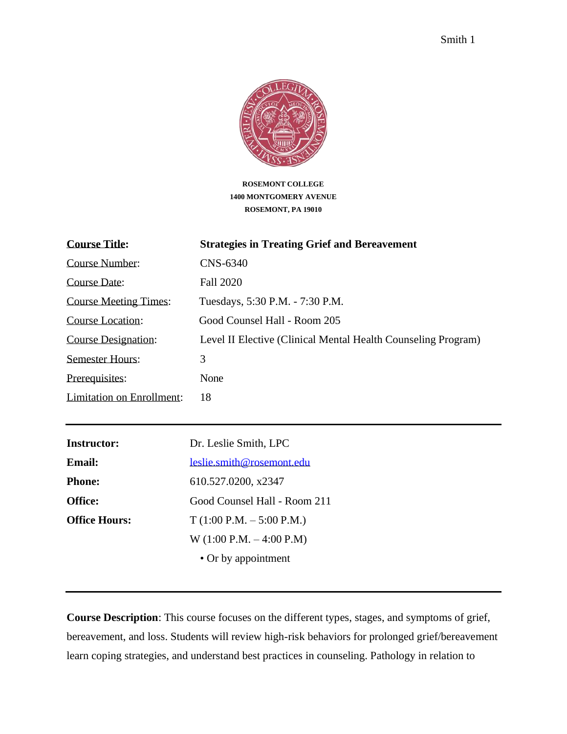**ROSEMONT COLLEGE**
**1400 MONTGOMERY AVENUE**
**ROSEMONT, PA 19010**

| | |
|---|---|
| **Course Title:** | **Strategies in Treating Grief and Bereavement** |
| Course Number: | CNS-6340 |
| Course Date: | Fall 2020 |
| Course Meeting Times: | Tuesdays, 5:30 P.M. - 7:30 P.M. |
| Course Location: | Good Counsel Hall - Room 205 |
| Course Designation: | Level II Elective (Clinical Mental Health Counseling Program) |
| Semester Hours: | 3 |
| Prerequisites: | None |
| Limitation on Enrollment: | 18 |

---

| | |
|---|---|
| **Instructor:** | Dr. Leslie Smith, LPC |
| **Email:** | leslie.smith@rosemont.edu |
| **Phone:** | 610.527.0200, x2347 |
| **Office:** | Good Counsel Hall - Room 211 |
| **Office Hours:** | T (1:00 P.M. – 5:00 P.M.) |
| | W (1:00 P.M. – 4:00 P.M) |
| | • Or by appointment |

---

**Course Description**: This course focuses on the different types, stages, and symptoms of grief, bereavement, and loss. Students will review high-risk behaviors for prolonged grief/bereavement learn coping strategies, and understand best practices in counseling. Pathology in relation to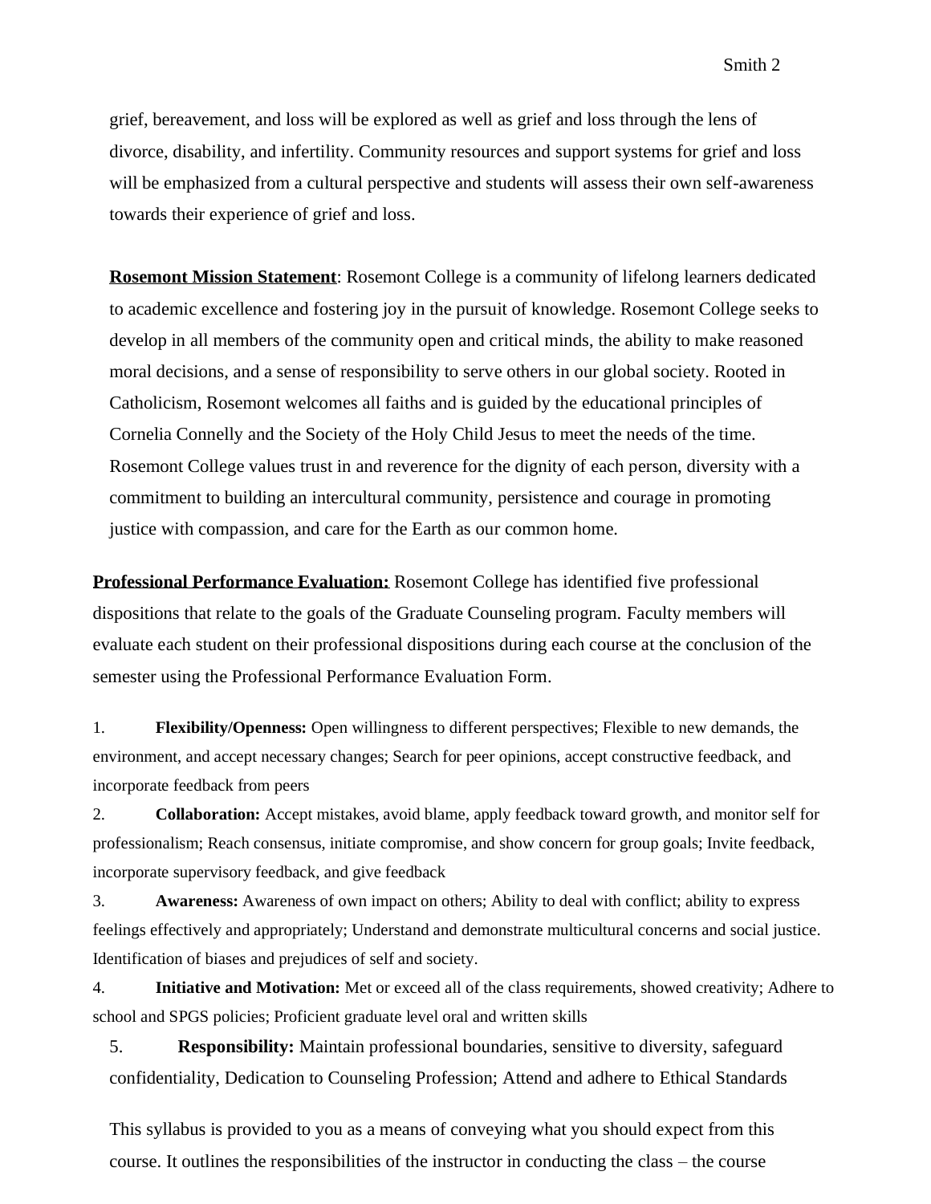grief, bereavement, and loss will be explored as well as grief and loss through the lens of divorce, disability, and infertility. Community resources and support systems for grief and loss will be emphasized from a cultural perspective and students will assess their own self-awareness towards their experience of grief and loss.

**Rosemont Mission Statement**: Rosemont College is a community of lifelong learners dedicated to academic excellence and fostering joy in the pursuit of knowledge. Rosemont College seeks to develop in all members of the community open and critical minds, the ability to make reasoned moral decisions, and a sense of responsibility to serve others in our global society. Rooted in Catholicism, Rosemont welcomes all faiths and is guided by the educational principles of Cornelia Connelly and the Society of the Holy Child Jesus to meet the needs of the time. Rosemont College values trust in and reverence for the dignity of each person, diversity with a commitment to building an intercultural community, persistence and courage in promoting justice with compassion, and care for the Earth as our common home.

**Professional Performance Evaluation:** Rosemont College has identified five professional dispositions that relate to the goals of the Graduate Counseling program. Faculty members will evaluate each student on their professional dispositions during each course at the conclusion of the semester using the Professional Performance Evaluation Form.

1. **Flexibility/Openness:** Open willingness to different perspectives; Flexible to new demands, the environment, and accept necessary changes; Search for peer opinions, accept constructive feedback, and incorporate feedback from peers
2. **Collaboration:** Accept mistakes, avoid blame, apply feedback toward growth, and monitor self for professionalism; Reach consensus, initiate compromise, and show concern for group goals; Invite feedback, incorporate supervisory feedback, and give feedback
3. **Awareness:** Awareness of own impact on others; Ability to deal with conflict; ability to express feelings effectively and appropriately; Understand and demonstrate multicultural concerns and social justice. Identification of biases and prejudices of self and society.
4. **Initiative and Motivation:** Met or exceed all of the class requirements, showed creativity; Adhere to school and SPGS policies; Proficient graduate level oral and written skills
5. **Responsibility:** Maintain professional boundaries, sensitive to diversity, safeguard confidentiality, Dedication to Counseling Profession; Attend and adhere to Ethical Standards

This syllabus is provided to you as a means of conveying what you should expect from this course. It outlines the responsibilities of the instructor in conducting the class – the course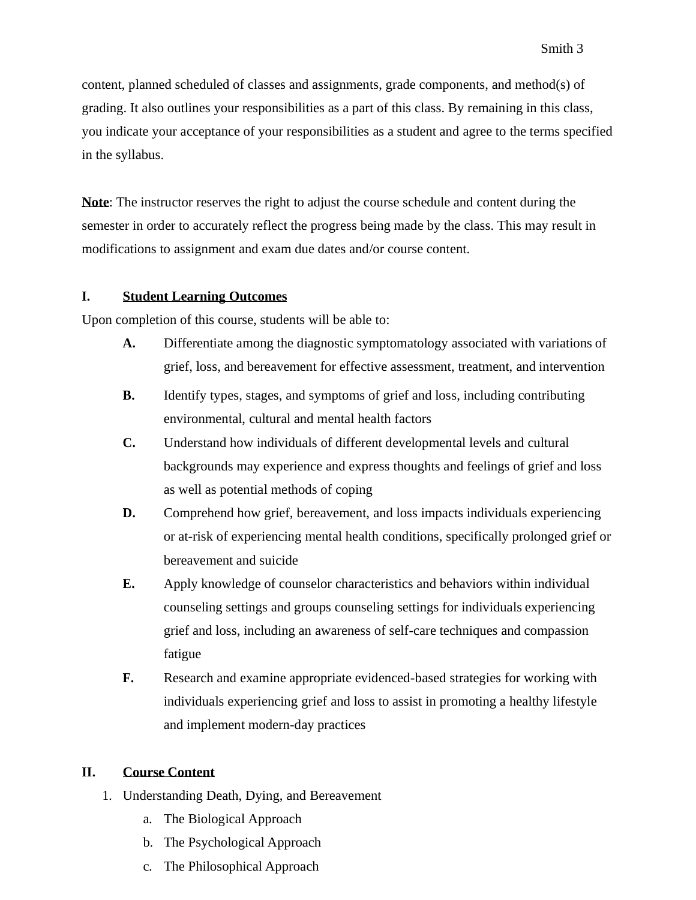content, planned scheduled of classes and assignments, grade components, and method(s) of grading. It also outlines your responsibilities as a part of this class. By remaining in this class, you indicate your acceptance of your responsibilities as a student and agree to the terms specified in the syllabus.

**Note**: The instructor reserves the right to adjust the course schedule and content during the semester in order to accurately reflect the progress being made by the class. This may result in modifications to assignment and exam due dates and/or course content.

## I. Student Learning Outcomes

Upon completion of this course, students will be able to:

- **A.** Differentiate among the diagnostic symptomatology associated with variations of grief, loss, and bereavement for effective assessment, treatment, and intervention
- **B.** Identify types, stages, and symptoms of grief and loss, including contributing environmental, cultural and mental health factors
- **C.** Understand how individuals of different developmental levels and cultural backgrounds may experience and express thoughts and feelings of grief and loss as well as potential methods of coping
- **D.** Comprehend how grief, bereavement, and loss impacts individuals experiencing or at-risk of experiencing mental health conditions, specifically prolonged grief or bereavement and suicide
- **E.** Apply knowledge of counselor characteristics and behaviors within individual counseling settings and groups counseling settings for individuals experiencing grief and loss, including an awareness of self-care techniques and compassion fatigue
- **F.** Research and examine appropriate evidenced-based strategies for working with individuals experiencing grief and loss to assist in promoting a healthy lifestyle and implement modern-day practices

## II. Course Content

1. Understanding Death, Dying, and Bereavement
    a. The Biological Approach
    b. The Psychological Approach
    c. The Philosophical Approach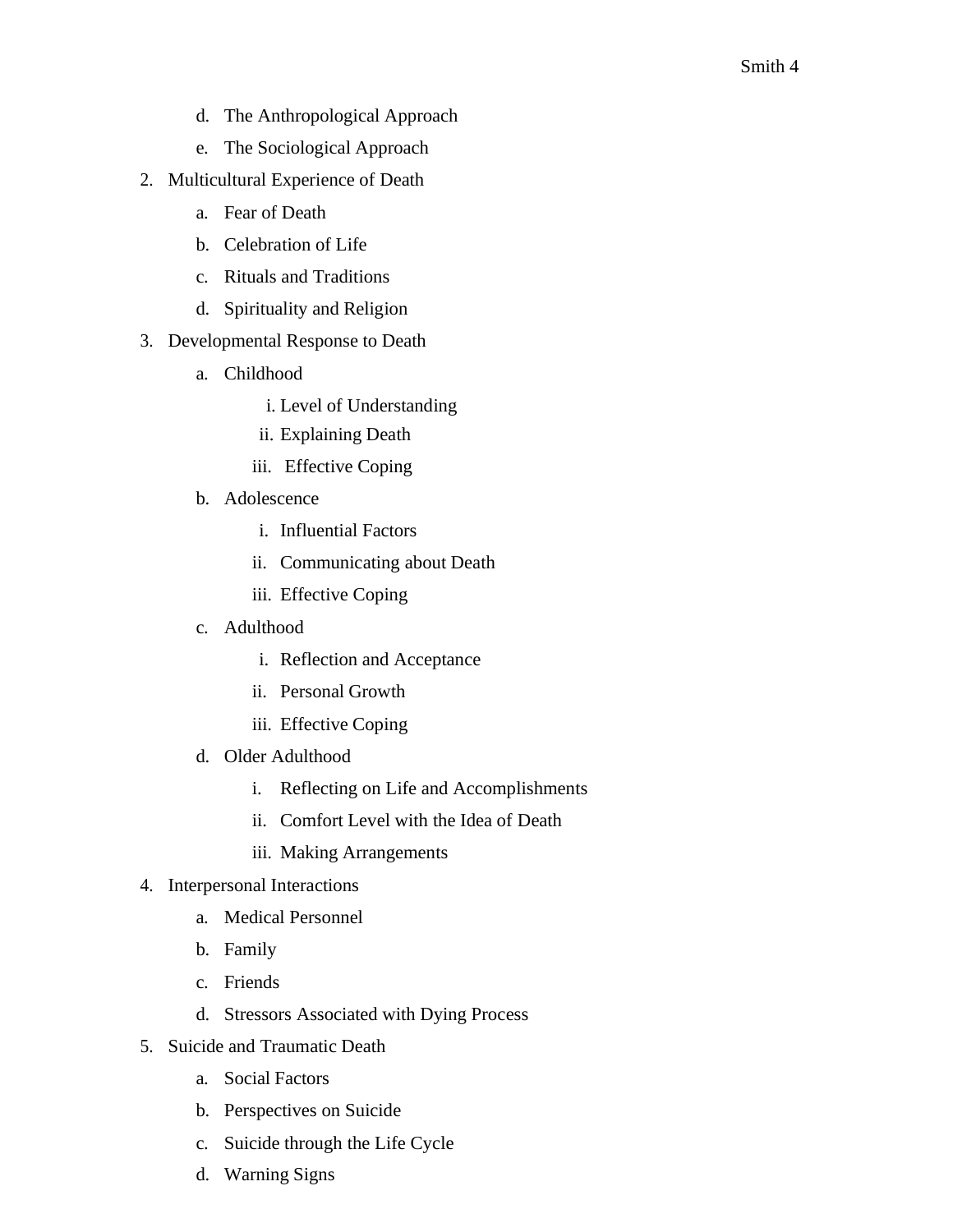d. The Anthropological Approach

e. The Sociological Approach

2. Multicultural Experience of Death
    a. Fear of Death
    b. Celebration of Life
    c. Rituals and Traditions
    d. Spirituality and Religion
3. Developmental Response to Death
    a. Childhood
        i. Level of Understanding
        ii. Explaining Death
        iii. Effective Coping
    b. Adolescence
        i. Influential Factors
        ii. Communicating about Death
        iii. Effective Coping
    c. Adulthood
        i. Reflection and Acceptance
        ii. Personal Growth
        iii. Effective Coping
    d. Older Adulthood
        i. Reflecting on Life and Accomplishments
        ii. Comfort Level with the Idea of Death
        iii. Making Arrangements
4. Interpersonal Interactions
    a. Medical Personnel
    b. Family
    c. Friends
    d. Stressors Associated with Dying Process
5. Suicide and Traumatic Death
    a. Social Factors
    b. Perspectives on Suicide
    c. Suicide through the Life Cycle
    d. Warning Signs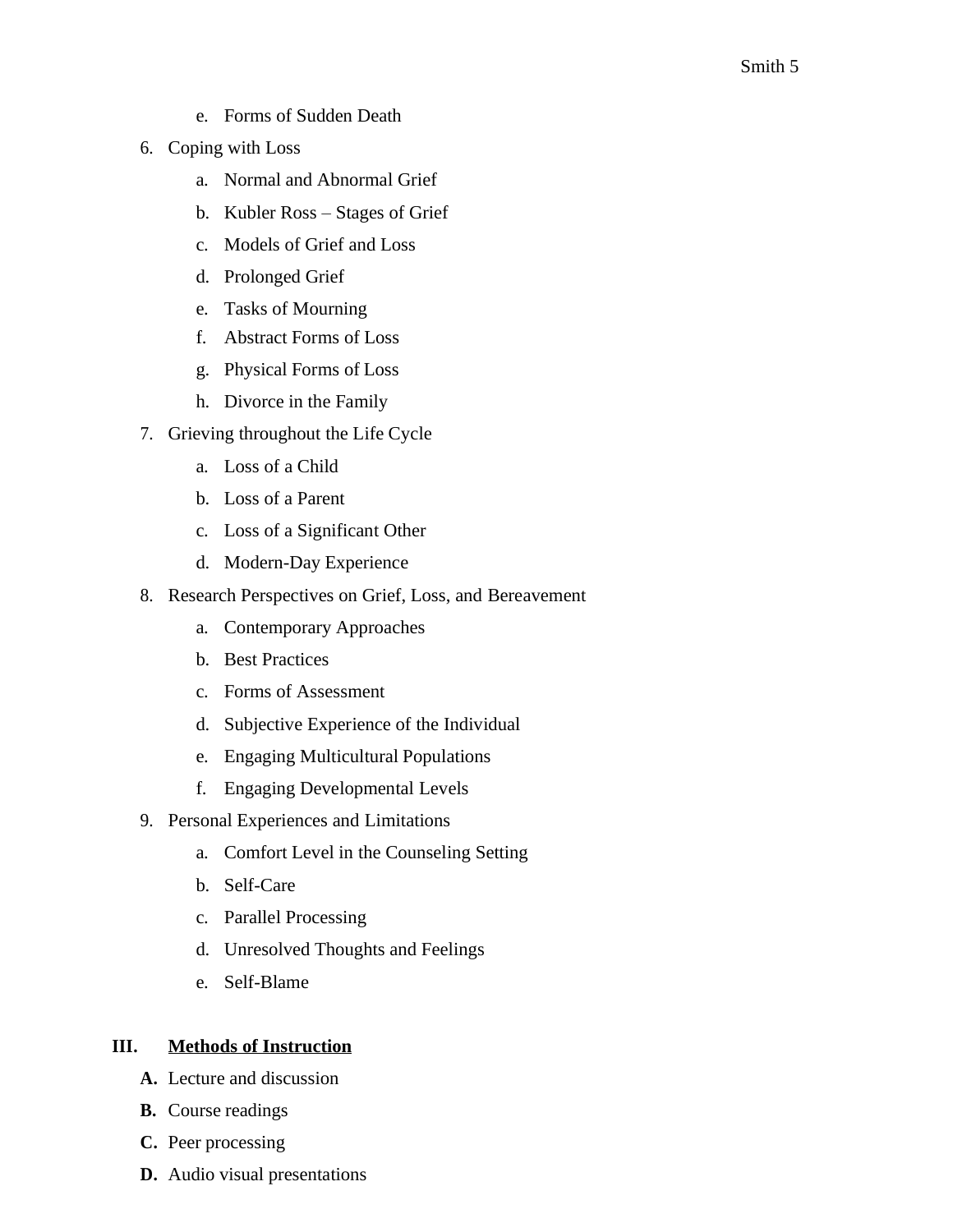e. Forms of Sudden Death

6. Coping with Loss
   a. Normal and Abnormal Grief
   b. Kubler Ross – Stages of Grief
   c. Models of Grief and Loss
   d. Prolonged Grief
   e. Tasks of Mourning
   f. Abstract Forms of Loss
   g. Physical Forms of Loss
   h. Divorce in the Family
7. Grieving throughout the Life Cycle
   a. Loss of a Child
   b. Loss of a Parent
   c. Loss of a Significant Other
   d. Modern-Day Experience
8. Research Perspectives on Grief, Loss, and Bereavement
   a. Contemporary Approaches
   b. Best Practices
   c. Forms of Assessment
   d. Subjective Experience of the Individual
   e. Engaging Multicultural Populations
   f. Engaging Developmental Levels
9. Personal Experiences and Limitations
   a. Comfort Level in the Counseling Setting
   b. Self-Care
   c. Parallel Processing
   d. Unresolved Thoughts and Feelings
   e. Self-Blame

## III. <u>**Methods of Instruction**</u>

**A.** Lecture and discussion

**B.** Course readings

**C.** Peer processing

**D.** Audio visual presentations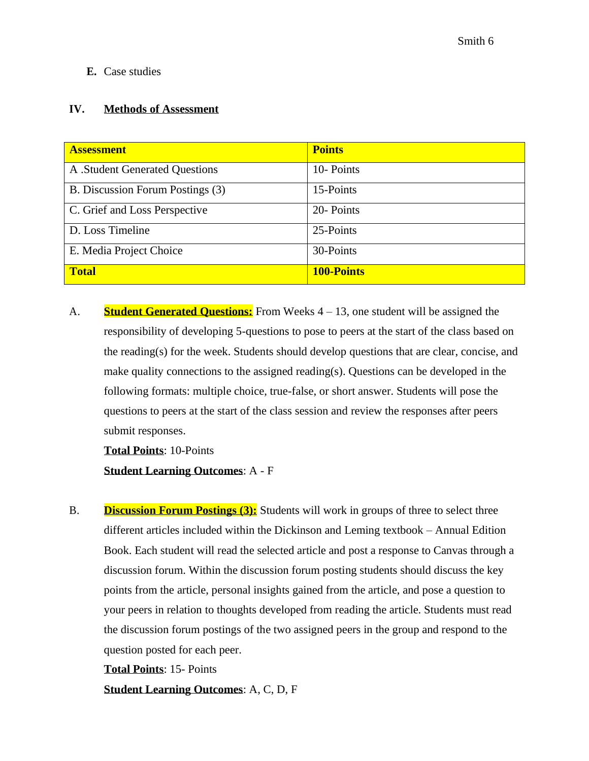**E.** Case studies

## IV. Methods of Assessment

| Assessment | Points |
|---|---|
| A .Student Generated Questions | 10- Points |
| B. Discussion Forum Postings (3) | 15-Points |
| C. Grief and Loss Perspective | 20- Points |
| D. Loss Timeline | 25-Points |
| E. Media Project Choice | 30-Points |
| **Total** | **100-Points** |

A. **Student Generated Questions:** From Weeks 4 – 13, one student will be assigned the responsibility of developing 5-questions to pose to peers at the start of the class based on the reading(s) for the week. Students should develop questions that are clear, concise, and make quality connections to the assigned reading(s). Questions can be developed in the following formats: multiple choice, true-false, or short answer. Students will pose the questions to peers at the start of the class session and review the responses after peers submit responses.

**Total Points**: 10-Points

**Student Learning Outcomes**: A - F

B. **Discussion Forum Postings (3):** Students will work in groups of three to select three different articles included within the Dickinson and Leming textbook – Annual Edition Book. Each student will read the selected article and post a response to Canvas through a discussion forum. Within the discussion forum posting students should discuss the key points from the article, personal insights gained from the article, and pose a question to your peers in relation to thoughts developed from reading the article. Students must read the discussion forum postings of the two assigned peers in the group and respond to the question posted for each peer.

**Total Points**: 15- Points

**Student Learning Outcomes**: A, C, D, F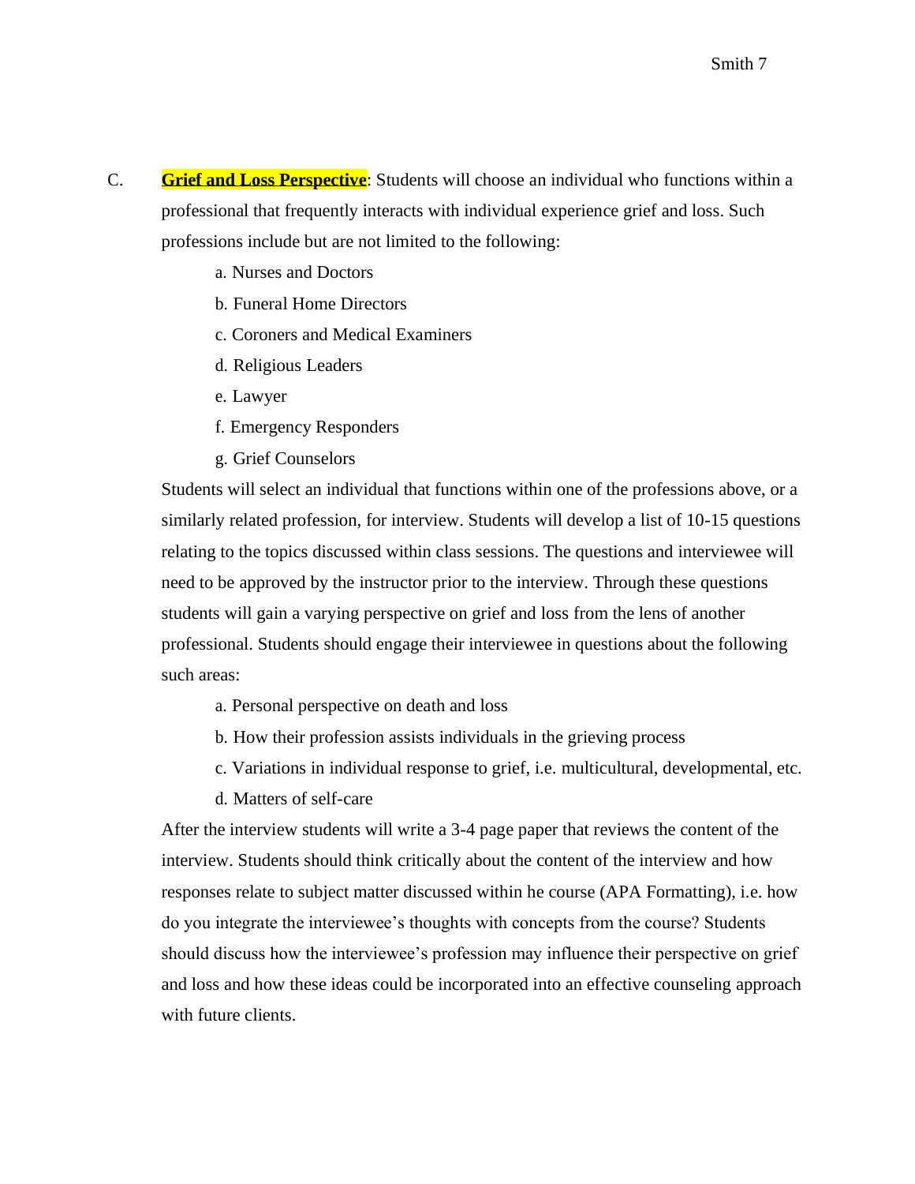C. **Grief and Loss Perspective**: Students will choose an individual who functions within a professional that frequently interacts with individual experience grief and loss. Such professions include but are not limited to the following:

   a. Nurses and Doctors
   b. Funeral Home Directors
   c. Coroners and Medical Examiners
   d. Religious Leaders
   e. Lawyer
   f. Emergency Responders
   g. Grief Counselors

   Students will select an individual that functions within one of the professions above, or a similarly related profession, for interview. Students will develop a list of 10-15 questions relating to the topics discussed within class sessions. The questions and interviewee will need to be approved by the instructor prior to the interview. Through these questions students will gain a varying perspective on grief and loss from the lens of another professional. Students should engage their interviewee in questions about the following such areas:

   a. Personal perspective on death and loss
   b. How their profession assists individuals in the grieving process
   c. Variations in individual response to grief, i.e. multicultural, developmental, etc.
   d. Matters of self-care

   After the interview students will write a 3-4 page paper that reviews the content of the interview. Students should think critically about the content of the interview and how responses relate to subject matter discussed within he course (APA Formatting), i.e. how do you integrate the interviewee's thoughts with concepts from the course? Students should discuss how the interviewee's profession may influence their perspective on grief and loss and how these ideas could be incorporated into an effective counseling approach with future clients.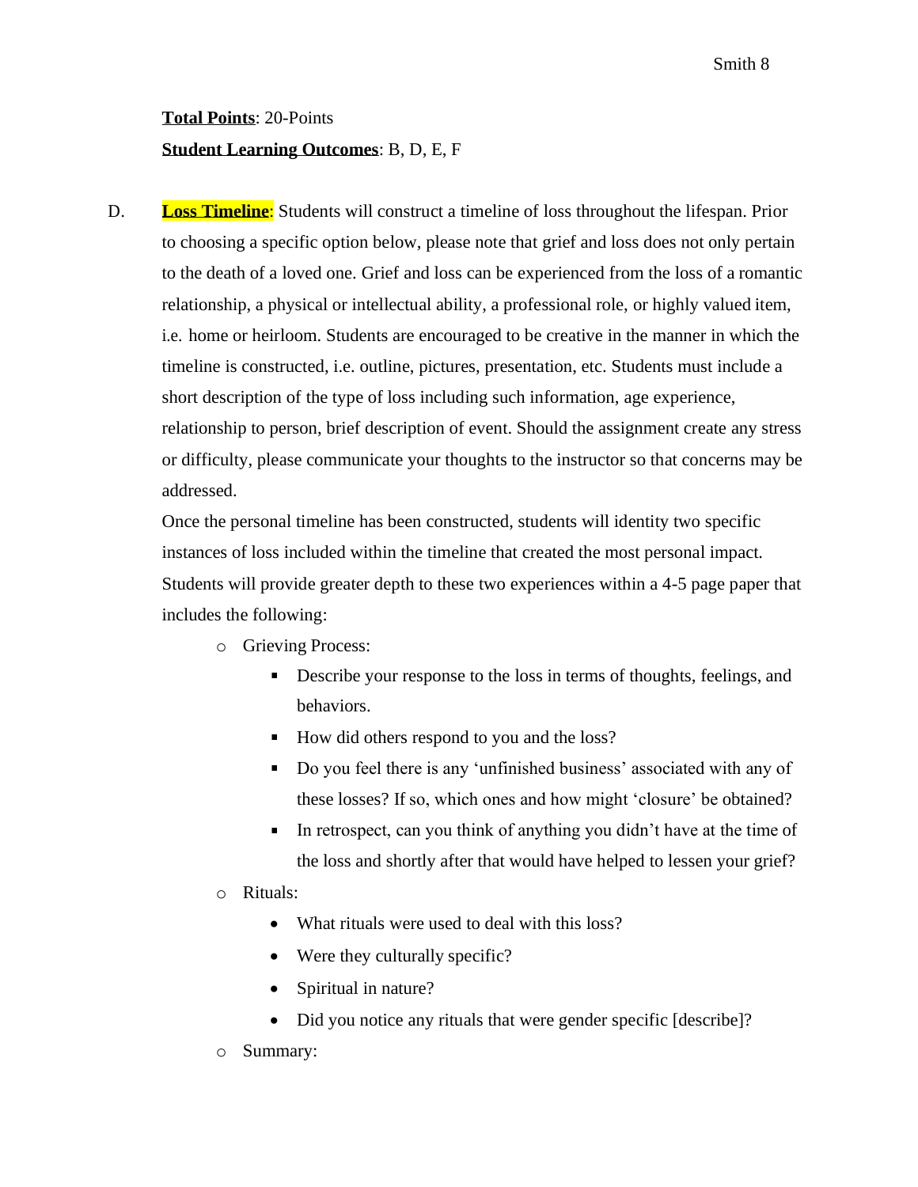**Total Points**: 20-Points

**Student Learning Outcomes**: B, D, E, F

D. **Loss Timeline**: Students will construct a timeline of loss throughout the lifespan. Prior to choosing a specific option below, please note that grief and loss does not only pertain to the death of a loved one. Grief and loss can be experienced from the loss of a romantic relationship, a physical or intellectual ability, a professional role, or highly valued item, i.e. home or heirloom. Students are encouraged to be creative in the manner in which the timeline is constructed, i.e. outline, pictures, presentation, etc. Students must include a short description of the type of loss including such information, age experience, relationship to person, brief description of event. Should the assignment create any stress or difficulty, please communicate your thoughts to the instructor so that concerns may be addressed.

Once the personal timeline has been constructed, students will identity two specific instances of loss included within the timeline that created the most personal impact. Students will provide greater depth to these two experiences within a 4-5 page paper that includes the following:

- Grieving Process:
  - Describe your response to the loss in terms of thoughts, feelings, and behaviors.
  - How did others respond to you and the loss?
  - Do you feel there is any 'unfinished business' associated with any of these losses? If so, which ones and how might 'closure' be obtained?
  - In retrospect, can you think of anything you didn't have at the time of the loss and shortly after that would have helped to lessen your grief?
- Rituals:
  - What rituals were used to deal with this loss?
  - Were they culturally specific?
  - Spiritual in nature?
  - Did you notice any rituals that were gender specific [describe]?
- Summary: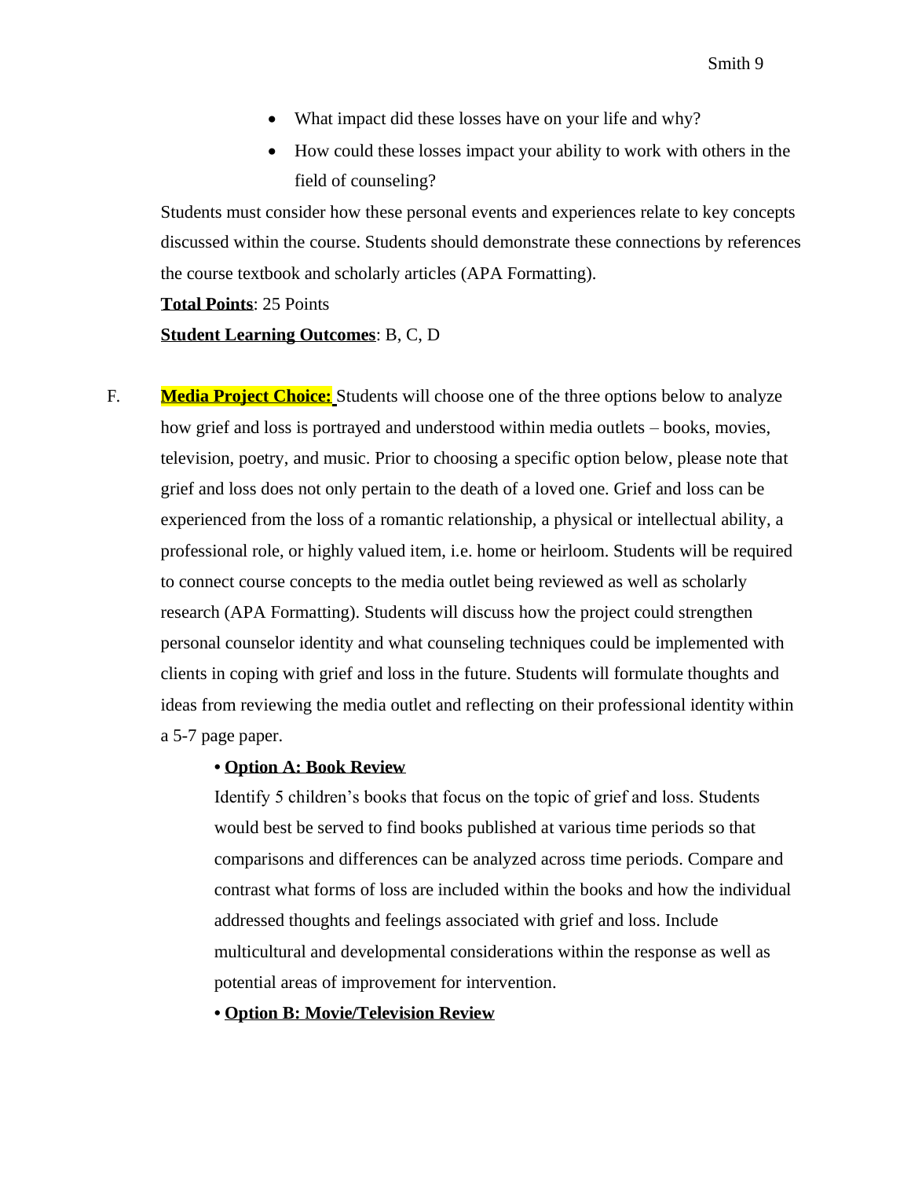- What impact did these losses have on your life and why?
- How could these losses impact your ability to work with others in the field of counseling?

Students must consider how these personal events and experiences relate to key concepts discussed within the course. Students should demonstrate these connections by references the course textbook and scholarly articles (APA Formatting).

**Total Points**: 25 Points

**Student Learning Outcomes**: B, C, D

F. **Media Project Choice:** Students will choose one of the three options below to analyze how grief and loss is portrayed and understood within media outlets – books, movies, television, poetry, and music. Prior to choosing a specific option below, please note that grief and loss does not only pertain to the death of a loved one. Grief and loss can be experienced from the loss of a romantic relationship, a physical or intellectual ability, a professional role, or highly valued item, i.e. home or heirloom. Students will be required to connect course concepts to the media outlet being reviewed as well as scholarly research (APA Formatting). Students will discuss how the project could strengthen personal counselor identity and what counseling techniques could be implemented with clients in coping with grief and loss in the future. Students will formulate thoughts and ideas from reviewing the media outlet and reflecting on their professional identity within a 5-7 page paper.

- **Option A: Book Review**

  Identify 5 children's books that focus on the topic of grief and loss. Students would best be served to find books published at various time periods so that comparisons and differences can be analyzed across time periods. Compare and contrast what forms of loss are included within the books and how the individual addressed thoughts and feelings associated with grief and loss. Include multicultural and developmental considerations within the response as well as potential areas of improvement for intervention.

- **Option B: Movie/Television Review**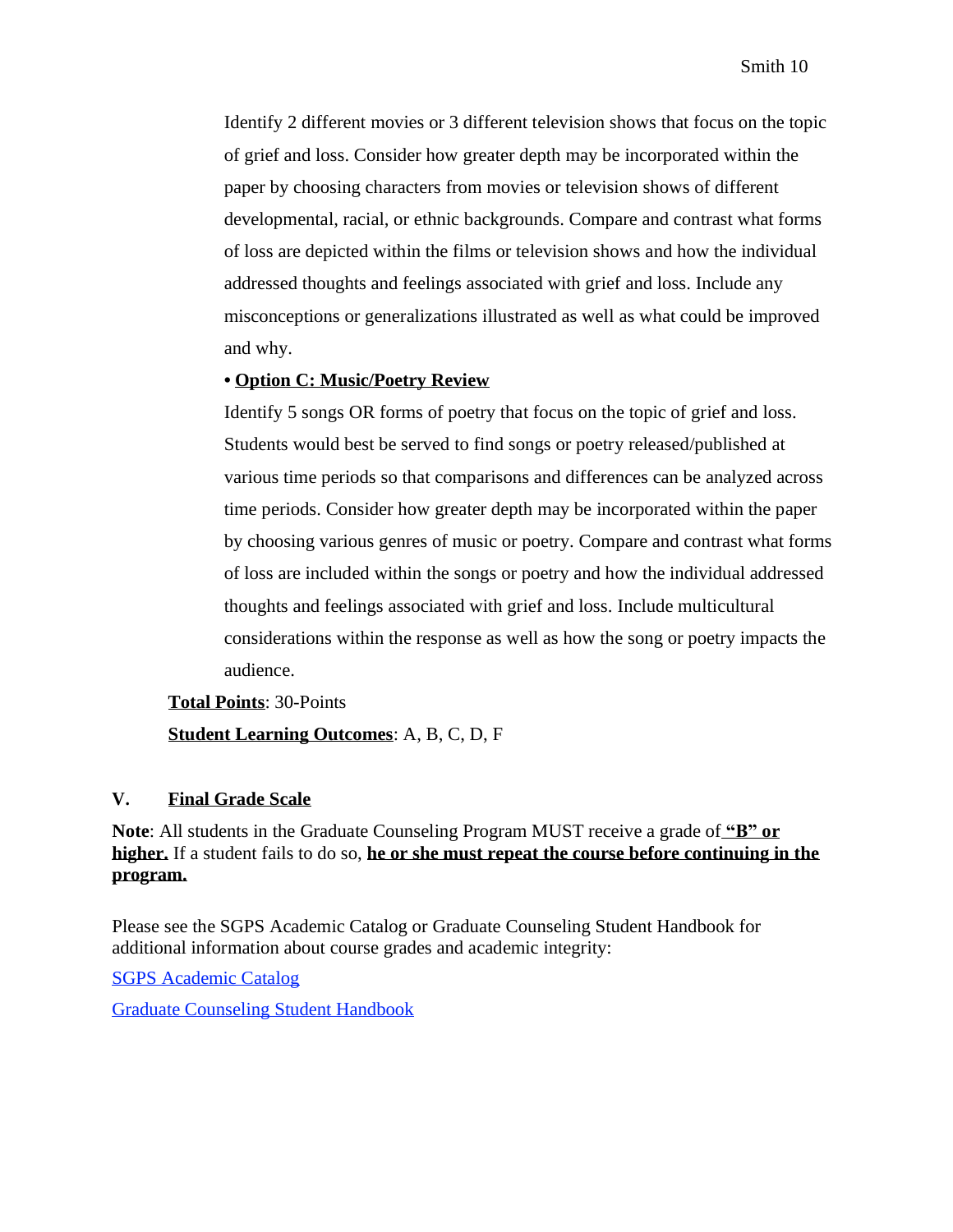Identify 2 different movies or 3 different television shows that focus on the topic of grief and loss. Consider how greater depth may be incorporated within the paper by choosing characters from movies or television shows of different developmental, racial, or ethnic backgrounds. Compare and contrast what forms of loss are depicted within the films or television shows and how the individual addressed thoughts and feelings associated with grief and loss. Include any misconceptions or generalizations illustrated as well as what could be improved and why.

- **Option C: Music/Poetry Review**

  Identify 5 songs OR forms of poetry that focus on the topic of grief and loss. Students would best be served to find songs or poetry released/published at various time periods so that comparisons and differences can be analyzed across time periods. Consider how greater depth may be incorporated within the paper by choosing various genres of music or poetry. Compare and contrast what forms of loss are included within the songs or poetry and how the individual addressed thoughts and feelings associated with grief and loss. Include multicultural considerations within the response as well as how the song or poetry impacts the audience.

**Total Points**: 30-Points

**Student Learning Outcomes**: A, B, C, D, F

## V. Final Grade Scale

**Note**: All students in the Graduate Counseling Program MUST receive a grade of **"B" or higher.** If a student fails to do so, **he or she must repeat the course before continuing in the program.**

Please see the SGPS Academic Catalog or Graduate Counseling Student Handbook for additional information about course grades and academic integrity:

SGPS Academic Catalog

Graduate Counseling Student Handbook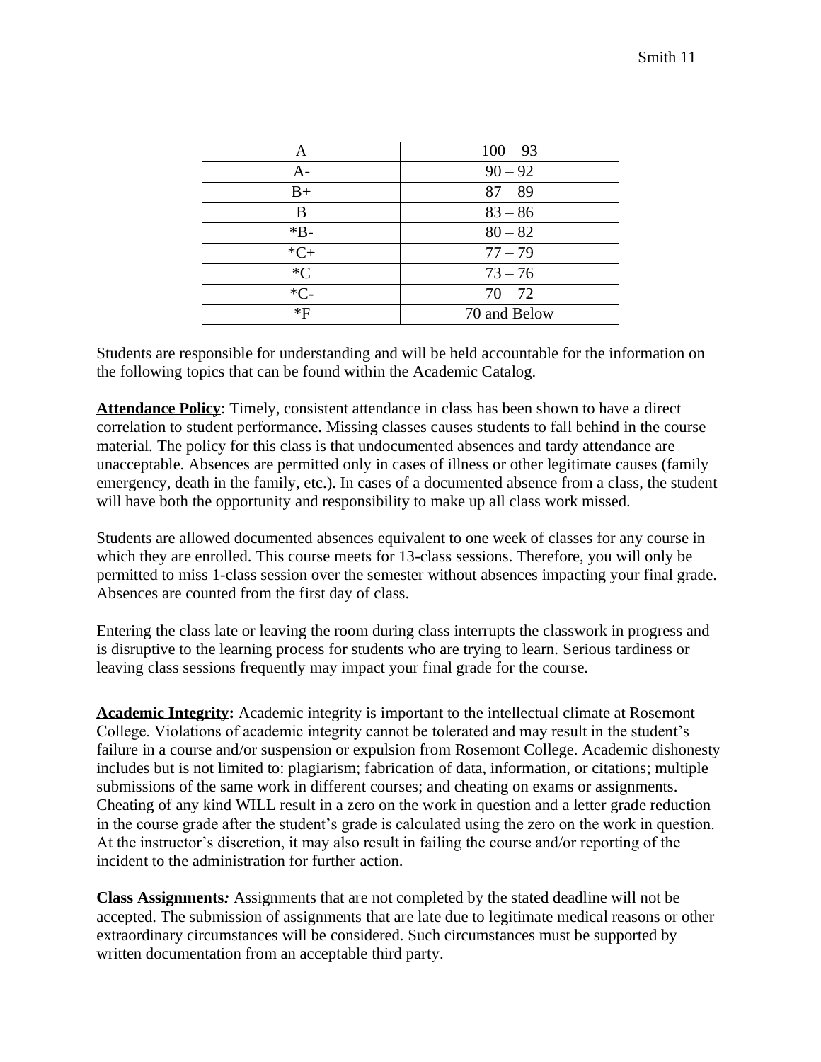| A | 100 – 93 |
|---|---|
| A- | 90 – 92 |
| B+ | 87 – 89 |
| B | 83 – 86 |
| *B- | 80 – 82 |
| *C+ | 77 – 79 |
| *C | 73 – 76 |
| *C- | 70 – 72 |
| *F | 70 and Below |

Students are responsible for understanding and will be held accountable for the information on the following topics that can be found within the Academic Catalog.

**Attendance Policy**: Timely, consistent attendance in class has been shown to have a direct correlation to student performance. Missing classes causes students to fall behind in the course material. The policy for this class is that undocumented absences and tardy attendance are unacceptable. Absences are permitted only in cases of illness or other legitimate causes (family emergency, death in the family, etc.). In cases of a documented absence from a class, the student will have both the opportunity and responsibility to make up all class work missed.

Students are allowed documented absences equivalent to one week of classes for any course in which they are enrolled. This course meets for 13-class sessions. Therefore, you will only be permitted to miss 1-class session over the semester without absences impacting your final grade. Absences are counted from the first day of class.

Entering the class late or leaving the room during class interrupts the classwork in progress and is disruptive to the learning process for students who are trying to learn. Serious tardiness or leaving class sessions frequently may impact your final grade for the course.

**Academic Integrity:** Academic integrity is important to the intellectual climate at Rosemont College. Violations of academic integrity cannot be tolerated and may result in the student's failure in a course and/or suspension or expulsion from Rosemont College. Academic dishonesty includes but is not limited to: plagiarism; fabrication of data, information, or citations; multiple submissions of the same work in different courses; and cheating on exams or assignments. Cheating of any kind WILL result in a zero on the work in question and a letter grade reduction in the course grade after the student's grade is calculated using the zero on the work in question. At the instructor's discretion, it may also result in failing the course and/or reporting of the incident to the administration for further action.

**Class Assignments***:* Assignments that are not completed by the stated deadline will not be accepted. The submission of assignments that are late due to legitimate medical reasons or other extraordinary circumstances will be considered. Such circumstances must be supported by written documentation from an acceptable third party.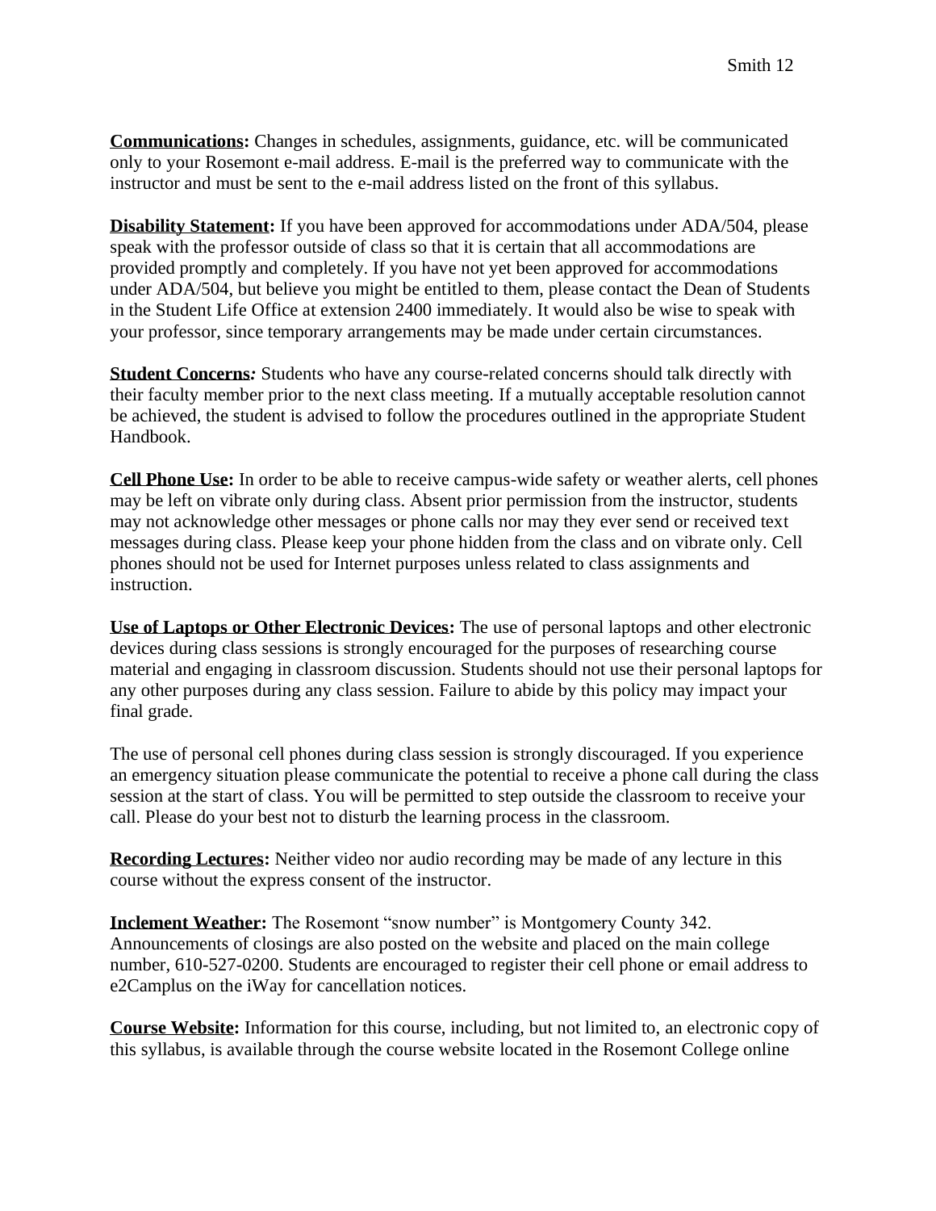**Communications:** Changes in schedules, assignments, guidance, etc. will be communicated only to your Rosemont e-mail address. E-mail is the preferred way to communicate with the instructor and must be sent to the e-mail address listed on the front of this syllabus.

**Disability Statement:** If you have been approved for accommodations under ADA/504, please speak with the professor outside of class so that it is certain that all accommodations are provided promptly and completely. If you have not yet been approved for accommodations under ADA/504, but believe you might be entitled to them, please contact the Dean of Students in the Student Life Office at extension 2400 immediately. It would also be wise to speak with your professor, since temporary arrangements may be made under certain circumstances.

**Student Concerns***:* Students who have any course-related concerns should talk directly with their faculty member prior to the next class meeting. If a mutually acceptable resolution cannot be achieved, the student is advised to follow the procedures outlined in the appropriate Student Handbook.

**Cell Phone Use:** In order to be able to receive campus-wide safety or weather alerts, cell phones may be left on vibrate only during class. Absent prior permission from the instructor, students may not acknowledge other messages or phone calls nor may they ever send or received text messages during class. Please keep your phone hidden from the class and on vibrate only. Cell phones should not be used for Internet purposes unless related to class assignments and instruction.

**Use of Laptops or Other Electronic Devices:** The use of personal laptops and other electronic devices during class sessions is strongly encouraged for the purposes of researching course material and engaging in classroom discussion. Students should not use their personal laptops for any other purposes during any class session. Failure to abide by this policy may impact your final grade.

The use of personal cell phones during class session is strongly discouraged. If you experience an emergency situation please communicate the potential to receive a phone call during the class session at the start of class. You will be permitted to step outside the classroom to receive your call. Please do your best not to disturb the learning process in the classroom.

**Recording Lectures:** Neither video nor audio recording may be made of any lecture in this course without the express consent of the instructor.

**Inclement Weather:** The Rosemont "snow number" is Montgomery County 342. Announcements of closings are also posted on the website and placed on the main college number, 610-527-0200. Students are encouraged to register their cell phone or email address to e2Camplus on the iWay for cancellation notices.

**Course Website:** Information for this course, including, but not limited to, an electronic copy of this syllabus, is available through the course website located in the Rosemont College online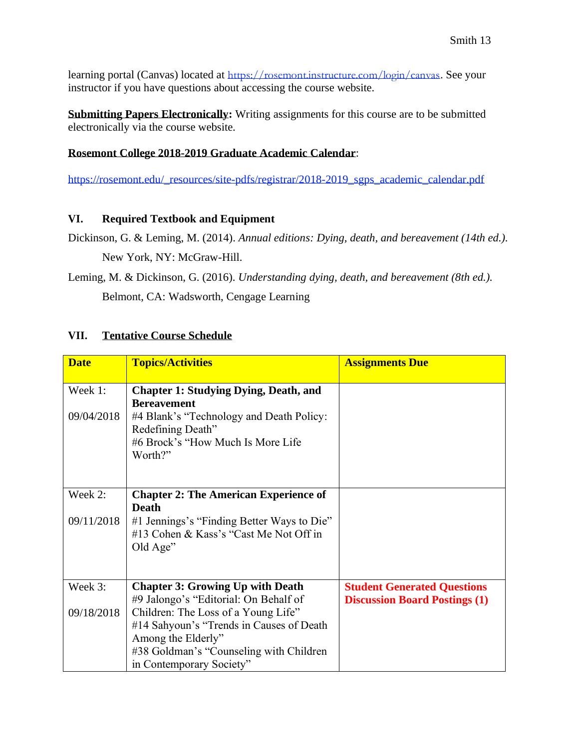learning portal (Canvas) located at https://rosemont.instructure.com/login/canvas. See your instructor if you have questions about accessing the course website.

**Submitting Papers Electronically:** Writing assignments for this course are to be submitted electronically via the course website.

**Rosemont College 2018-2019 Graduate Academic Calendar**:

https://rosemont.edu/_resources/site-pdfs/registrar/2018-2019_sgps_academic_calendar.pdf

## VI. Required Textbook and Equipment

Dickinson, G. & Leming, M. (2014). *Annual editions: Dying, death, and bereavement (14th ed.).* New York, NY: McGraw-Hill.

Leming, M. & Dickinson, G. (2016). *Understanding dying, death, and bereavement (8th ed.).* Belmont, CA: Wadsworth, Cengage Learning

## VII. Tentative Course Schedule

| Date | Topics/Activities | Assignments Due |
|---|---|---|
| Week 1:<br>09/04/2018 | **Chapter 1: Studying Dying, Death, and Bereavement**<br>#4 Blank's "Technology and Death Policy: Redefining Death"<br>#6 Brock's "How Much Is More Life Worth?" | |
| Week 2:<br>09/11/2018 | **Chapter 2: The American Experience of Death**<br>#1 Jennings's "Finding Better Ways to Die"<br>#13 Cohen & Kass's "Cast Me Not Off in Old Age" | |
| Week 3:<br>09/18/2018 | **Chapter 3: Growing Up with Death**<br>#9 Jalongo's "Editorial: On Behalf of Children: The Loss of a Young Life"<br>#14 Sahyoun's "Trends in Causes of Death Among the Elderly"<br>#38 Goldman's "Counseling with Children in Contemporary Society" | **Student Generated Questions Discussion Board Postings (1)** |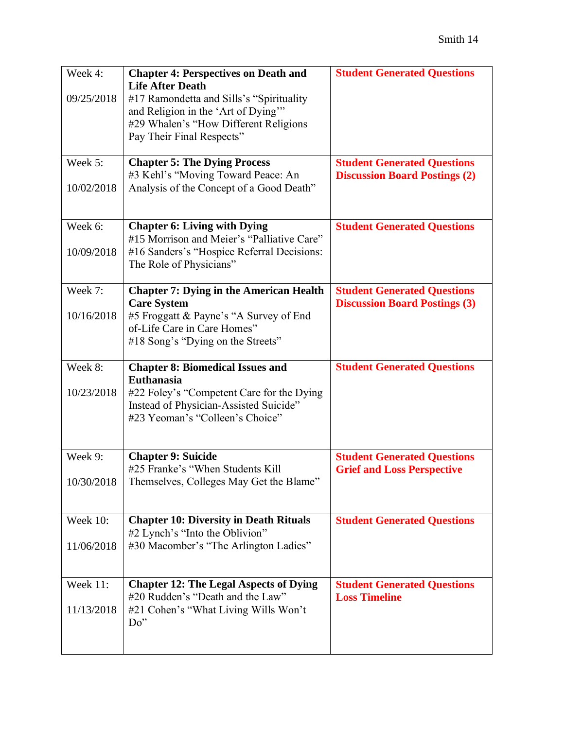| Week | Topics/Readings | Assignments |
|---|---|---|
| Week 4: 09/25/2018 | **Chapter 4: Perspectives on Death and Life After Death** #17 Ramondetta and Sills's "Spirituality and Religion in the 'Art of Dying'" #29 Whalen's "How Different Religions Pay Their Final Respects" | **Student Generated Questions** |
| Week 5: 10/02/2018 | **Chapter 5: The Dying Process** #3 Kehl's "Moving Toward Peace: An Analysis of the Concept of a Good Death" | **Student Generated Questions** **Discussion Board Postings (2)** |
| Week 6: 10/09/2018 | **Chapter 6: Living with Dying** #15 Morrison and Meier's "Palliative Care" #16 Sanders's "Hospice Referral Decisions: The Role of Physicians" | **Student Generated Questions** |
| Week 7: 10/16/2018 | **Chapter 7: Dying in the American Health Care System** #5 Froggatt & Payne's "A Survey of End of-Life Care in Care Homes" #18 Song's "Dying on the Streets" | **Student Generated Questions** **Discussion Board Postings (3)** |
| Week 8: 10/23/2018 | **Chapter 8: Biomedical Issues and Euthanasia** #22 Foley's "Competent Care for the Dying Instead of Physician-Assisted Suicide" #23 Yeoman's "Colleen's Choice" | **Student Generated Questions** |
| Week 9: 10/30/2018 | **Chapter 9: Suicide** #25 Franke's "When Students Kill Themselves, Colleges May Get the Blame" | **Student Generated Questions** **Grief and Loss Perspective** |
| Week 10: 11/06/2018 | **Chapter 10: Diversity in Death Rituals** #2 Lynch's "Into the Oblivion" #30 Macomber's "The Arlington Ladies" | **Student Generated Questions** |
| Week 11: 11/13/2018 | **Chapter 12: The Legal Aspects of Dying** #20 Rudden's "Death and the Law" #21 Cohen's "What Living Wills Won't Do" | **Student Generated Questions** **Loss Timeline** |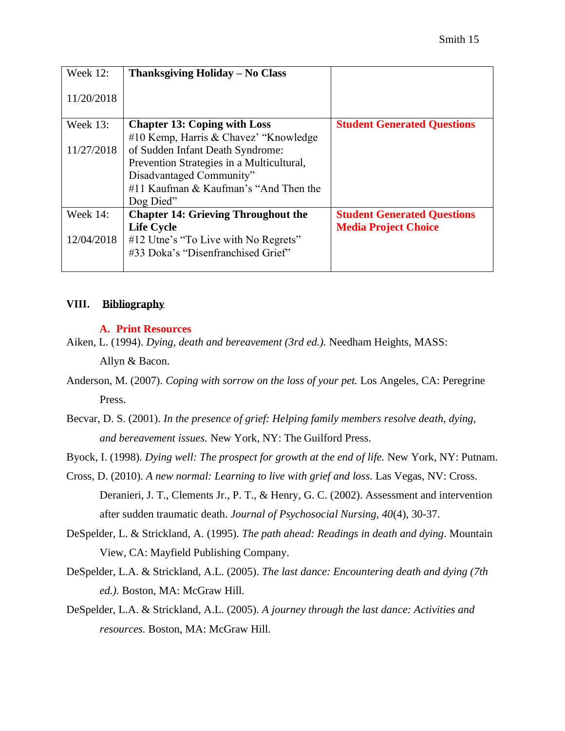| Week 12:<br><br>11/20/2018 | **Thanksgiving Holiday – No Class** | |
|---|---|---|
| Week 13:<br><br>11/27/2018 | **Chapter 13: Coping with Loss**<br>#10 Kemp, Harris & Chavez' "Knowledge of Sudden Infant Death Syndrome: Prevention Strategies in a Multicultural, Disadvantaged Community"<br>#11 Kaufman & Kaufman's "And Then the Dog Died" | **Student Generated Questions** |
| Week 14:<br><br>12/04/2018 | **Chapter 14: Grieving Throughout the Life Cycle**<br>#12 Utne's "To Live with No Regrets"<br>#33 Doka's "Disenfranchised Grief" | **Student Generated Questions**<br>**Media Project Choice** |

## VIII. Bibliography

### A. Print Resources

Aiken, L. (1994). *Dying, death and bereavement (3rd ed.).* Needham Heights, MASS: Allyn & Bacon.

Anderson, M. (2007). *Coping with sorrow on the loss of your pet.* Los Angeles, CA: Peregrine Press.

Becvar, D. S. (2001). *In the presence of grief: Helping family members resolve death, dying, and bereavement issues.* New York, NY: The Guilford Press.

Byock, I. (1998). *Dying well: The prospect for growth at the end of life.* New York, NY: Putnam.

Cross, D. (2010). *A new normal: Learning to live with grief and loss.* Las Vegas, NV: Cross.

Deranieri, J. T., Clements Jr., P. T., & Henry, G. C. (2002). Assessment and intervention after sudden traumatic death. *Journal of Psychosocial Nursing, 40*(4), 30-37.

DeSpelder, L. & Strickland, A. (1995). *The path ahead: Readings in death and dying*. Mountain View, CA: Mayfield Publishing Company.

DeSpelder, L.A. & Strickland, A.L. (2005). *The last dance: Encountering death and dying (7th ed.).* Boston, MA: McGraw Hill.

DeSpelder, L.A. & Strickland, A.L. (2005). *A journey through the last dance: Activities and resources.* Boston, MA: McGraw Hill.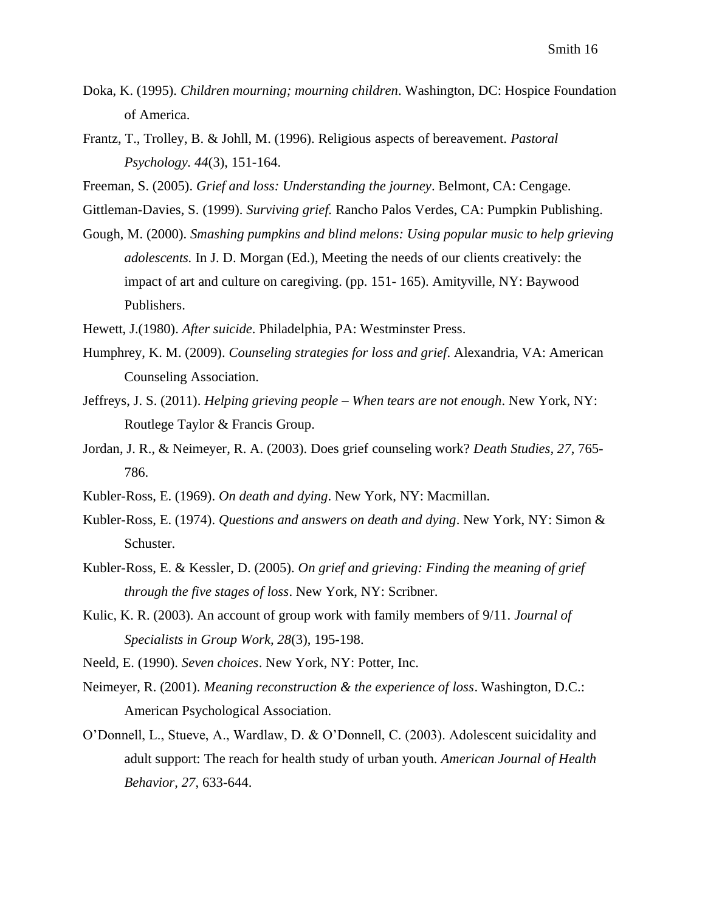Doka, K. (1995). *Children mourning; mourning children*. Washington, DC: Hospice Foundation of America.

Frantz, T., Trolley, B. & Johll, M. (1996). Religious aspects of bereavement. *Pastoral Psychology. 44*(3), 151-164.

Freeman, S. (2005). *Grief and loss: Understanding the journey*. Belmont, CA: Cengage.

Gittleman-Davies, S. (1999). *Surviving grief.* Rancho Palos Verdes, CA: Pumpkin Publishing.

Gough, M. (2000). *Smashing pumpkins and blind melons: Using popular music to help grieving adolescents.* In J. D. Morgan (Ed.), Meeting the needs of our clients creatively: the impact of art and culture on caregiving. (pp. 151- 165). Amityville, NY: Baywood Publishers.

Hewett, J.(1980). *After suicide*. Philadelphia, PA: Westminster Press.

Humphrey, K. M. (2009). *Counseling strategies for loss and grief*. Alexandria, VA: American Counseling Association.

Jeffreys, J. S. (2011). *Helping grieving people – When tears are not enough*. New York, NY: Routlege Taylor & Francis Group.

Jordan, J. R., & Neimeyer, R. A. (2003). Does grief counseling work? *Death Studies, 27*, 765-786.

Kubler-Ross, E. (1969). *On death and dying*. New York, NY: Macmillan.

Kubler-Ross, E. (1974). *Questions and answers on death and dying*. New York, NY: Simon & Schuster.

Kubler-Ross, E. & Kessler, D. (2005). *On grief and grieving: Finding the meaning of grief through the five stages of loss*. New York, NY: Scribner.

Kulic, K. R. (2003). An account of group work with family members of 9/11. *Journal of Specialists in Group Work, 28*(3), 195-198.

Neeld, E. (1990). *Seven choices*. New York, NY: Potter, Inc.

Neimeyer, R. (2001). *Meaning reconstruction & the experience of loss*. Washington, D.C.: American Psychological Association.

O'Donnell, L., Stueve, A., Wardlaw, D. & O'Donnell, C. (2003). Adolescent suicidality and adult support: The reach for health study of urban youth. *American Journal of Health Behavior, 27*, 633-644.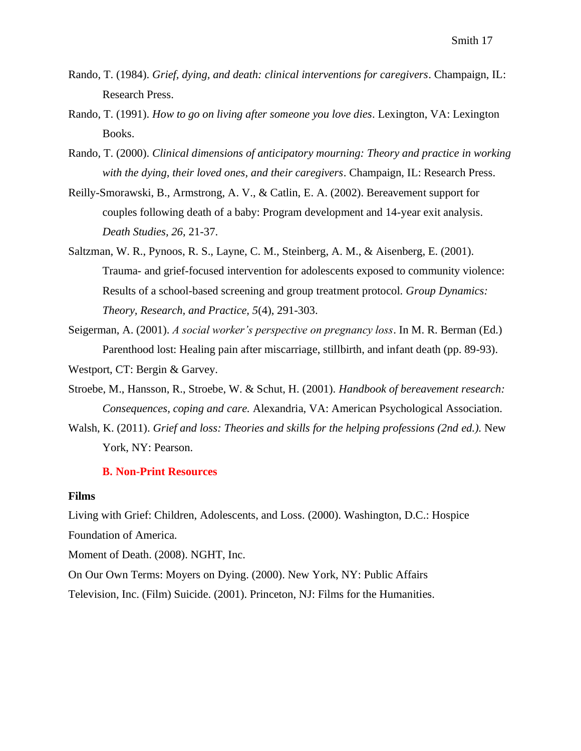Rando, T. (1984). *Grief, dying, and death: clinical interventions for caregivers*. Champaign, IL: Research Press.

Rando, T. (1991). *How to go on living after someone you love dies*. Lexington, VA: Lexington Books.

Rando, T. (2000). *Clinical dimensions of anticipatory mourning: Theory and practice in working with the dying, their loved ones, and their caregivers*. Champaign, IL: Research Press.

Reilly-Smorawski, B., Armstrong, A. V., & Catlin, E. A. (2002). Bereavement support for couples following death of a baby: Program development and 14-year exit analysis. *Death Studies*, *26*, 21-37.

Saltzman, W. R., Pynoos, R. S., Layne, C. M., Steinberg, A. M., & Aisenberg, E. (2001). Trauma- and grief-focused intervention for adolescents exposed to community violence: Results of a school-based screening and group treatment protocol. *Group Dynamics: Theory, Research, and Practice*, *5*(4), 291-303.

Seigerman, A. (2001). *A social worker's perspective on pregnancy loss*. In M. R. Berman (Ed.) Parenthood lost: Healing pain after miscarriage, stillbirth, and infant death (pp. 89-93). Westport, CT: Bergin & Garvey.

Stroebe, M., Hansson, R., Stroebe, W. & Schut, H. (2001). *Handbook of bereavement research: Consequences, coping and care.* Alexandria, VA: American Psychological Association.

Walsh, K. (2011). *Grief and loss: Theories and skills for the helping professions (2nd ed.).* New York, NY: Pearson.

### B. Non-Print Resources

**Films**

Living with Grief: Children, Adolescents, and Loss. (2000). Washington, D.C.: Hospice Foundation of America.

Moment of Death. (2008). NGHT, Inc.

On Our Own Terms: Moyers on Dying. (2000). New York, NY: Public Affairs Television, Inc. (Film) Suicide. (2001). Princeton, NJ: Films for the Humanities.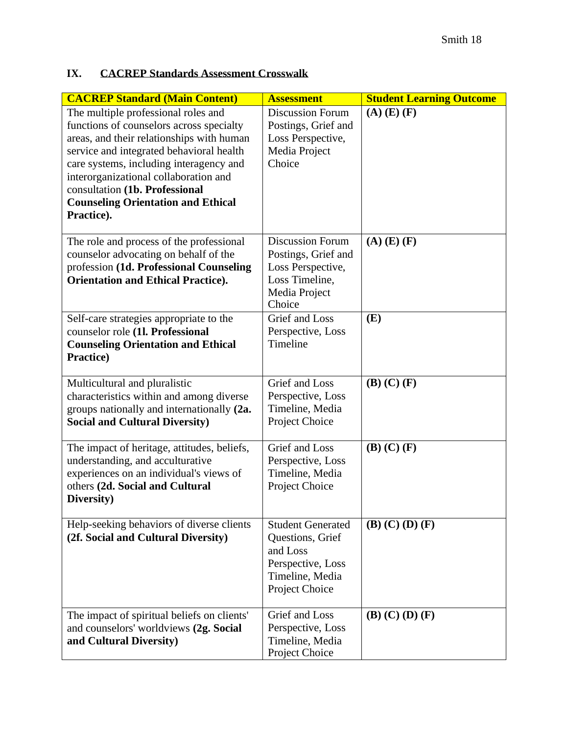## IX. CACREP Standards Assessment Crosswalk

| CACREP Standard (Main Content) | Assessment | Student Learning Outcome |
|---|---|---|
| The multiple professional roles and functions of counselors across specialty areas, and their relationships with human service and integrated behavioral health care systems, including interagency and interorganizational collaboration and consultation **(1b. Professional Counseling Orientation and Ethical Practice).** | Discussion Forum Postings, Grief and Loss Perspective, Media Project Choice | **(A) (E) (F)** |
| The role and process of the professional counselor advocating on behalf of the profession **(1d. Professional Counseling Orientation and Ethical Practice).** | Discussion Forum Postings, Grief and Loss Perspective, Loss Timeline, Media Project Choice | **(A) (E) (F)** |
| Self-care strategies appropriate to the counselor role **(1l. Professional Counseling Orientation and Ethical Practice)** | Grief and Loss Perspective, Loss Timeline | **(E)** |
| Multicultural and pluralistic characteristics within and among diverse groups nationally and internationally **(2a. Social and Cultural Diversity)** | Grief and Loss Perspective, Loss Timeline, Media Project Choice | **(B) (C) (F)** |
| The impact of heritage, attitudes, beliefs, understanding, and acculturative experiences on an individual's views of others **(2d. Social and Cultural Diversity)** | Grief and Loss Perspective, Loss Timeline, Media Project Choice | **(B) (C) (F)** |
| Help-seeking behaviors of diverse clients **(2f. Social and Cultural Diversity)** | Student Generated Questions, Grief and Loss Perspective, Loss Timeline, Media Project Choice | **(B) (C) (D) (F)** |
| The impact of spiritual beliefs on clients' and counselors' worldviews **(2g. Social and Cultural Diversity)** | Grief and Loss Perspective, Loss Timeline, Media Project Choice | **(B) (C) (D) (F)** |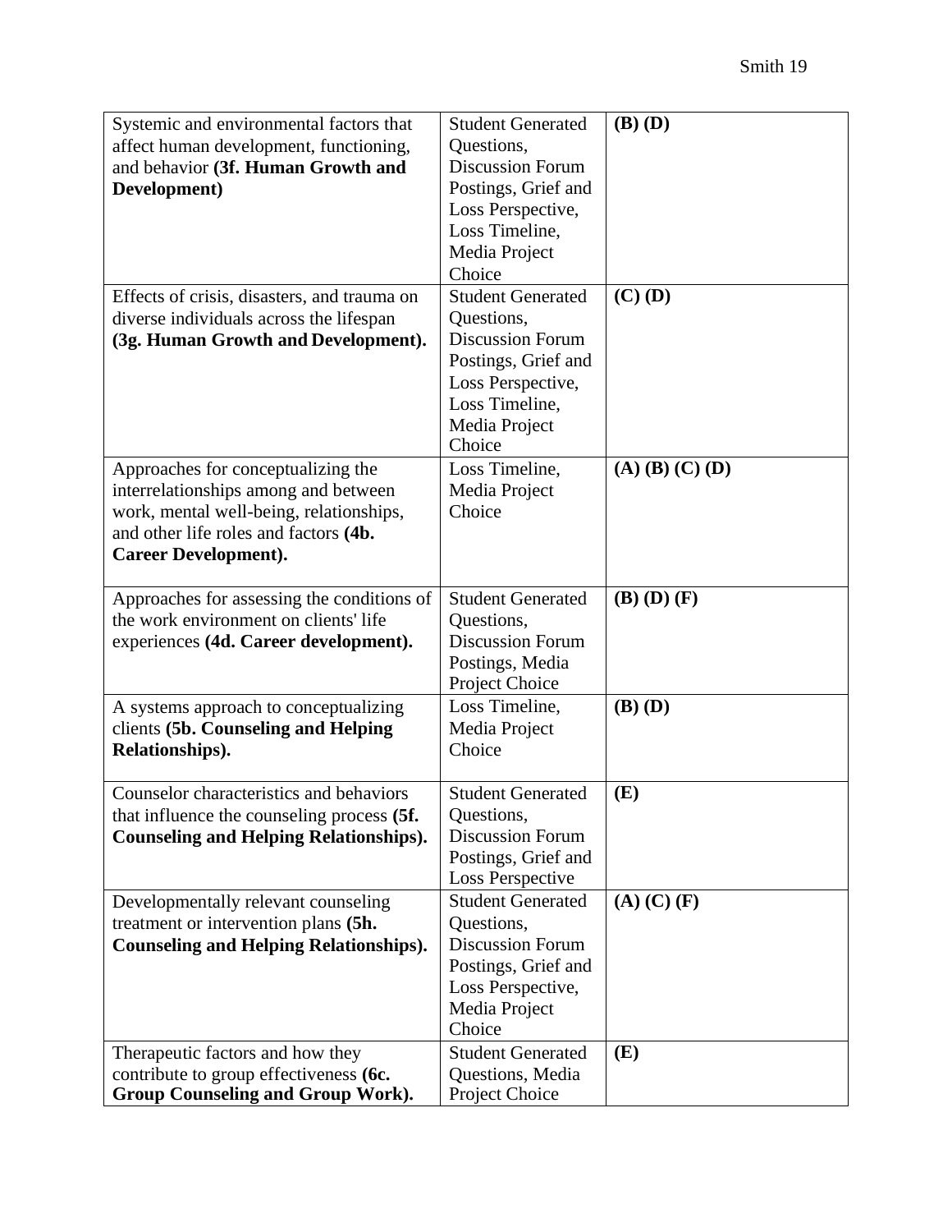| | | |
|---|---|---|
| Systemic and environmental factors that affect human development, functioning, and behavior **(3f. Human Growth and Development)** | Student Generated Questions, Discussion Forum Postings, Grief and Loss Perspective, Loss Timeline, Media Project Choice | **(B) (D)** |
| Effects of crisis, disasters, and trauma on diverse individuals across the lifespan **(3g. Human Growth and Development).** | Student Generated Questions, Discussion Forum Postings, Grief and Loss Perspective, Loss Timeline, Media Project Choice | **(C) (D)** |
| Approaches for conceptualizing the interrelationships among and between work, mental well-being, relationships, and other life roles and factors **(4b. Career Development).** | Loss Timeline, Media Project Choice | **(A) (B) (C) (D)** |
| Approaches for assessing the conditions of the work environment on clients' life experiences **(4d. Career development).** | Student Generated Questions, Discussion Forum Postings, Media Project Choice | **(B) (D) (F)** |
| A systems approach to conceptualizing clients **(5b. Counseling and Helping Relationships).** | Loss Timeline, Media Project Choice | **(B) (D)** |
| Counselor characteristics and behaviors that influence the counseling process **(5f. Counseling and Helping Relationships).** | Student Generated Questions, Discussion Forum Postings, Grief and Loss Perspective | **(E)** |
| Developmentally relevant counseling treatment or intervention plans **(5h. Counseling and Helping Relationships).** | Student Generated Questions, Discussion Forum Postings, Grief and Loss Perspective, Media Project Choice | **(A) (C) (F)** |
| Therapeutic factors and how they contribute to group effectiveness **(6c. Group Counseling and Group Work).** | Student Generated Questions, Media Project Choice | **(E)** |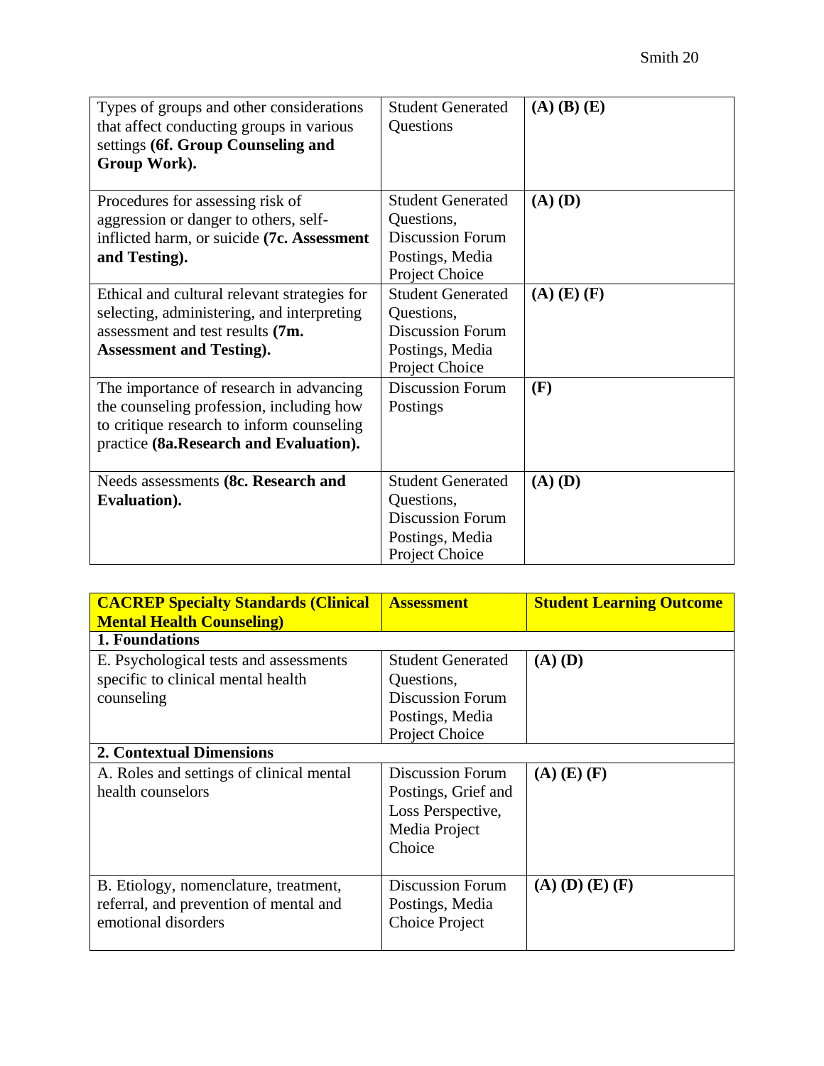| | | |
|---|---|---|
| Types of groups and other considerations that affect conducting groups in various settings **(6f. Group Counseling and Group Work).** | Student Generated Questions | **(A) (B) (E)** |
| Procedures for assessing risk of aggression or danger to others, self-inflicted harm, or suicide **(7c. Assessment and Testing).** | Student Generated Questions, Discussion Forum Postings, Media Project Choice | **(A) (D)** |
| Ethical and cultural relevant strategies for selecting, administering, and interpreting assessment and test results **(7m. Assessment and Testing).** | Student Generated Questions, Discussion Forum Postings, Media Project Choice | **(A) (E) (F)** |
| The importance of research in advancing the counseling profession, including how to critique research to inform counseling practice **(8a.Research and Evaluation).** | Discussion Forum Postings | **(F)** |
| Needs assessments **(8c. Research and Evaluation).** | Student Generated Questions, Discussion Forum Postings, Media Project Choice | **(A) (D)** |

| **CACREP Specialty Standards (Clinical Mental Health Counseling)** | **Assessment** | **Student Learning Outcome** |
|---|---|---|
| **1. Foundations** | | |
| E. Psychological tests and assessments specific to clinical mental health counseling | Student Generated Questions, Discussion Forum Postings, Media Project Choice | **(A) (D)** |
| **2. Contextual Dimensions** | | |
| A. Roles and settings of clinical mental health counselors | Discussion Forum Postings, Grief and Loss Perspective, Media Project Choice | **(A) (E) (F)** |
| B. Etiology, nomenclature, treatment, referral, and prevention of mental and emotional disorders | Discussion Forum Postings, Media Choice Project | **(A) (D) (E) (F)** |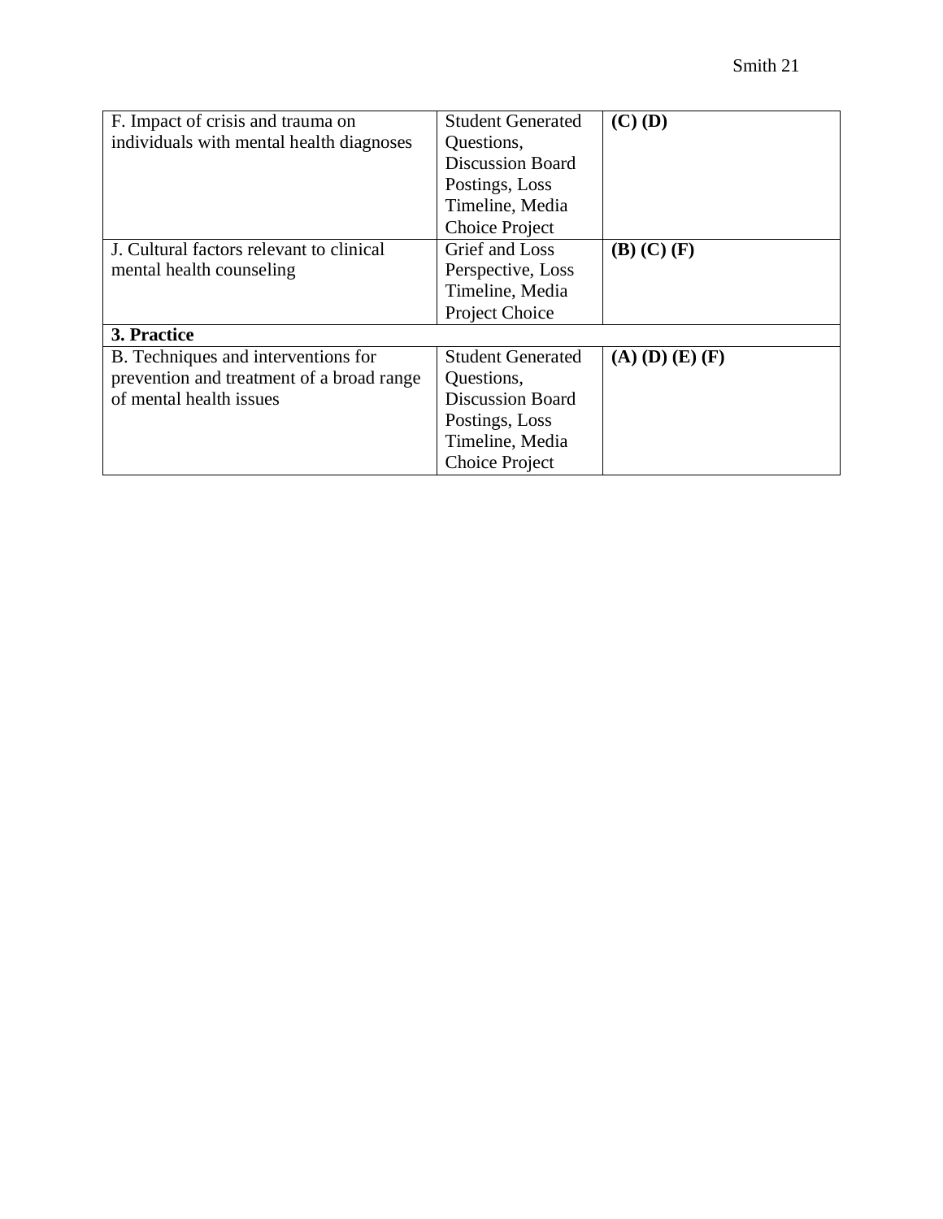| | | |
|---|---|---|
| F. Impact of crisis and trauma on individuals with mental health diagnoses | Student Generated Questions, Discussion Board Postings, Loss Timeline, Media Choice Project | **(C) (D)** |
| J. Cultural factors relevant to clinical mental health counseling | Grief and Loss Perspective, Loss Timeline, Media Project Choice | **(B) (C) (F)** |
| **3. Practice** | | |
| B. Techniques and interventions for prevention and treatment of a broad range of mental health issues | Student Generated Questions, Discussion Board Postings, Loss Timeline, Media Choice Project | **(A) (D) (E) (F)** |